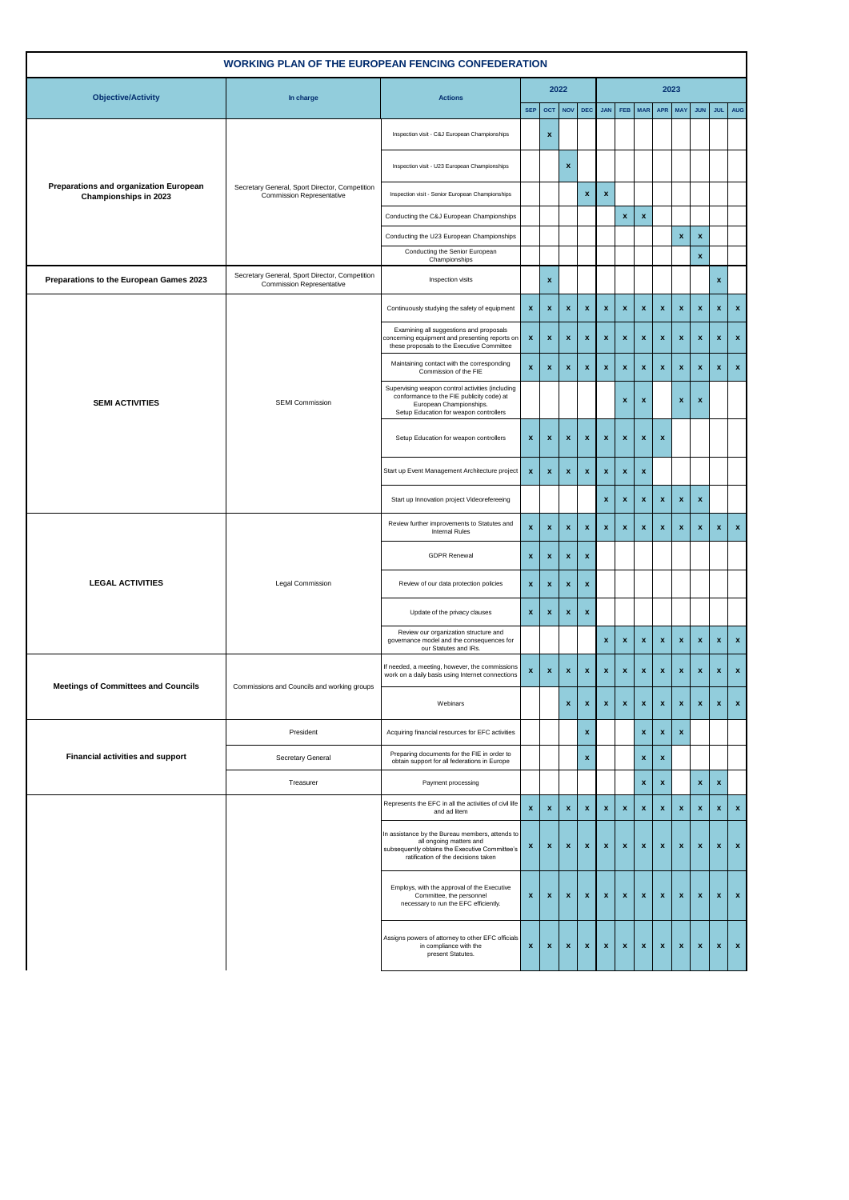# WORKING PLAN OF THE EUROPEAN FENCING CONFEDERATION

| Objective/Activity | In charge | Actions | 2022 | | | | 2023 | | | | | | | |
|---|---|---|---|---|---|---|---|---|---|---|---|---|---|---|
| | | | SEP | OCT | NOV | DEC | JAN | FEB | MAR | APR | MAY | JUN | JUL | AUG |
| **Preparations and organization European Championships in 2023** | Secretary General, Sport Director, Competition Commission Representative | Inspection visit - C&J European Championships | | x | | | | | | | | | | |
| | | Inspection visit - U23 European Championships | | | x | | | | | | | | | |
| | | Inspection visit - Senior European Championships | | | | x | x | | | | | | | |
| | | Conducting the C&J European Championships | | | | | | x | x | | | | | |
| | | Conducting the U23 European Championships | | | | | | | | | x | x | | |
| | | Conducting the Senior European Championships | | | | | | | | | | x | | |
| **Preparations to the European Games 2023** | Secretary General, Sport Director, Competition Commission Representative | Inspection visits | | x | | | | | | | | | x | |
| **SEMI ACTIVITIES** | SEMI Commission | Continuously studying the safety of equipment | x | x | x | x | x | x | x | x | x | x | x | x |
| | | Examining all suggestions and proposals concerning equipment and presenting reports on these proposals to the Executive Committee | x | x | x | x | x | x | x | x | x | x | x | x |
| | | Maintaining contact with the corresponding Commission of the FIE | x | x | x | x | x | x | x | x | x | x | x | x |
| | | Supervising weapon control activities (including conformance to the FIE publicity code) at European Championships. Setup Education for weapon controllers | | | | | | x | x | | x | x | | |
| | | Setup Education for weapon controllers | x | x | x | x | x | x | x | x | | | | |
| | | Start up Event Management Architecture project | x | x | x | x | x | x | x | | | | | |
| | | Start up Innovation project Videorefereeing | | | | | x | x | x | x | x | x | | |
| **LEGAL ACTIVITIES** | Legal Commission | Review further improvements to Statutes and Internal Rules | x | x | x | x | x | x | x | x | x | x | x | x |
| | | GDPR Renewal | x | x | x | x | | | | | | | | |
| | | Review of our data protection policies | x | x | x | x | | | | | | | | |
| | | Update of the privacy clauses | x | x | x | x | | | | | | | | |
| | | Review our organization structure and governance model and the consequences for our Statutes and IRs. | | | | | x | x | x | x | x | x | x | x |
| **Meetings of Committees and Councils** | Commissions and Councils and working groups | If needed, a meeting, however, the commissions work on a daily basis using Internet connections | x | x | x | x | x | x | x | x | x | x | x | x |
| | | Webinars | | | x | x | x | x | x | x | x | x | x | x |
| **Financial activities and support** | President | Acquiring financial resources for EFC activities | | | | x | | | x | x | x | | | |
| | Secretary General | Preparing documents for the FIE in order to obtain support for all federations in Europe | | | | x | | | x | x | | | | |
| | Treasurer | Payment processing | | | | | | | x | x | | x | x | |
| | | Represents the EFC in all the activities of civil life and ad litem | x | x | x | x | x | x | x | x | x | x | x | x |
| | | In assistance by the Bureau members, attends to all ongoing matters and subsequently obtains the Executive Committee's ratification of the decisions taken | x | x | x | x | x | x | x | x | x | x | x | x |
| | | Employs, with the approval of the Executive Committee, the personnel necessary to run the EFC efficiently. | x | x | x | x | x | x | x | x | x | x | x | x |
| | | Assigns powers of attorney to other EFC officials in compliance with the present Statutes. | x | x | x | x | x | x | x | x | x | x | x | x |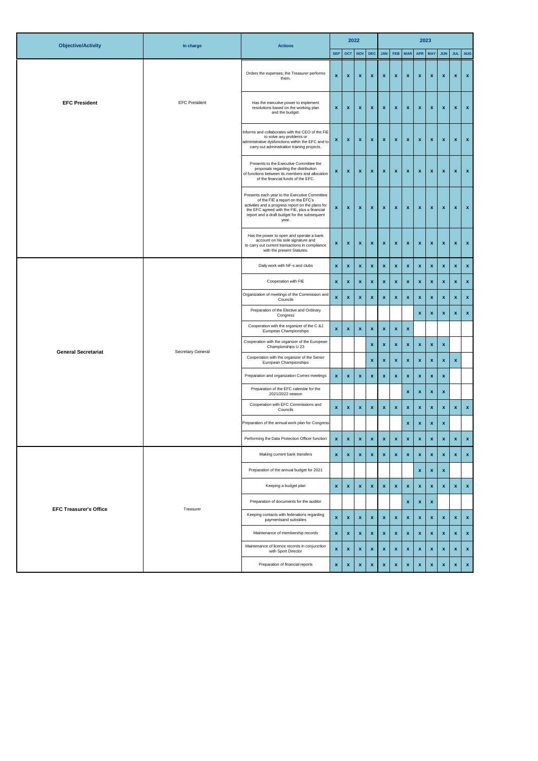| Objective/Activity | In charge | Actions | 2022 | | | | 2023 | | | | | | | |
|---|---|---|---|---|---|---|---|---|---|---|---|---|---|---|
| | | | SEP | OCT | NOV | DEC | JAN | FEB | MAR | APR | MAY | JUN | JUL | AUG |
| **EFC President** | EFC President | Orders the expenses; the Treasurer performs them. | x | x | x | x | x | x | x | x | x | x | x | x |
| | | Has the executive power to implement resolutions based on the working plan and the budget. | x | x | x | x | x | x | x | x | x | x | x | x |
| | | Informs and collaborates with the CEO of the FIE to solve any problems or administrative dysfunctions within the EFC and to carry out administration training projects. | x | x | x | x | x | x | x | x | x | x | x | x |
| | | Presents to the Executive Committee the proposals regarding the distribution of functions between its members and allocation of the financial funds of the EFC. | x | x | x | x | x | x | x | x | x | x | x | x |
| | | Presents each year to the Executive Committee of the FIE a report on the EFC's activities and a progress report on the plans for the EFC agreed with the FIE, plus a financial report and a draft budget for the subsequent year. | x | x | x | x | x | x | x | x | x | x | x | x |
| | | Has the power to open and operate a bank account on his sole signature and to carry out current transactions in compliance with the present Statutes. | x | x | x | x | x | x | x | x | x | x | x | x |
| **General Secretariat** | Secretary General | Daily work with NF-s and clubs | x | x | x | x | x | x | x | x | x | x | x | x |
| | | Cooperation with FIE | x | x | x | x | x | x | x | x | x | x | x | x |
| | | Organization of meetings of the Commission and Councils | x | x | x | x | x | x | x | x | x | x | x | x |
| | | Preparation of the Elective and Ordinary Congress | | | | | | | | x | x | x | x | x |
| | | Cooperation with the organizer of the C &J European Championships | x | x | x | x | x | x | x | | | | | |
| | | Cooperation with the organizer of the European Championships U 23 | | | | x | x | x | x | x | x | x | | |
| | | Cooperation with the organizer of the Senior European Championships | | | | x | x | x | x | x | x | x | x | |
| | | Preparation and organization Comex meetings | x | x | x | x | x | x | x | x | x | x | | |
| | | Preparation of the EFC calendar for the 2021/2022 season | | | | | | | x | x | x | x | | |
| | | Cooperation with EFC Commissions and Councils | x | x | x | x | x | x | x | x | x | x | x | x |
| | | Preparation of the annual work plan for Congress | | | | | | | x | x | x | x | | |
| | | Performing the Data Protection Officer function | x | x | x | x | x | x | x | x | x | x | x | x |
| **EFC Treasurer's Office** | Treasurer | Making current bank transfers | x | x | x | x | x | x | x | x | x | x | x | x |
| | | Preparation of the annual budget for 2021 | | | | | | | | x | x | x | | |
| | | Keeping a budget plan | x | x | x | x | x | x | x | x | x | x | x | x |
| | | Preparation of documents for the auditor | | | | | | | x | x | x | | | |
| | | Keeping contacts with federations regarding paymentsand subsidies | x | x | x | x | x | x | x | x | x | x | x | x |
| | | Maintenance of membership records | x | x | x | x | x | x | x | x | x | x | x | x |
| | | Maintenance of licence records in conjunction with Sport Director | x | x | x | x | x | x | x | x | x | x | x | x |
| | | Preparation of financial reports | x | x | x | x | x | x | x | x | x | x | x | x |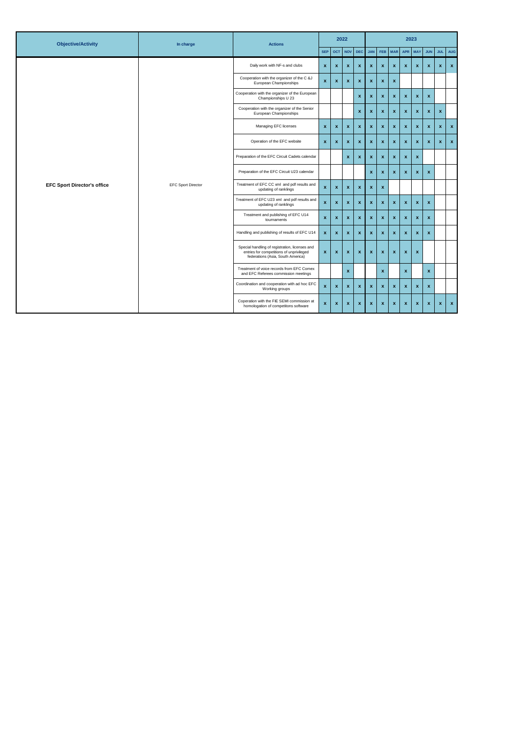| Objective/Activity | In charge | Actions | 2022 | | | | 2023 | | | | | | | |
|---|---|---|---|---|---|---|---|---|---|---|---|---|---|---|
| | | | SEP | OCT | NOV | DEC | JAN | FEB | MAR | APR | MAY | JUN | JUL | AUG |
| EFC Sport Director's office | EFC Sport Director | Daily work with NF-s and clubs | x | x | x | x | x | x | x | x | x | x | x | x |
| | | Cooperation with the organizer of the C &J European Championships | x | x | x | x | x | x | x | | | | | |
| | | Cooperation with the organizer of the European Championships U 23 | | | | x | x | x | x | x | x | x | | |
| | | Cooperation with the organizer of the Senior European Championships | | | | x | x | x | x | x | x | x | x | |
| | | Managing EFC licenses | x | x | x | x | x | x | x | x | x | x | x | x |
| | | Operation of the EFC website | x | x | x | x | x | x | x | x | x | x | x | x |
| | | Preparation of the EFC Circuit Cadets calendar | | | x | x | x | x | x | x | x | | | |
| | | Preparation of the EFC Circuit U23 calendar | | | | | x | x | x | x | x | x | | |
| | | Treatment of EFC CC xml and pdf results and updating of ranklings | x | x | x | x | x | x | | | | | | |
| | | Treatment of EFC U23 xml and pdf results and updating of ranklings | x | x | x | x | x | x | x | x | x | x | | |
| | | Treatment and publishing of EFC U14 tournaments | x | x | x | x | x | x | x | x | x | x | | |
| | | Handling and publishing of results of EFC U14 | x | x | x | x | x | x | x | x | x | x | | |
| | | Special handling of registration, licenses and entries for competitions of unprivileged federations (Asia, South America) | x | x | x | x | x | x | x | x | x | | | |
| | | Treatment of voice records from EFC Comex and EFC Referees commission meetings | | | x | | | x | | x | | x | | |
| | | Coordination and cooperation with ad hoc EFC Working groups | x | x | x | x | x | x | x | x | x | x | | |
| | | Coperation with the FIE SEMI commission at homologation of competitons software | x | x | x | x | x | x | x | x | x | x | x | x |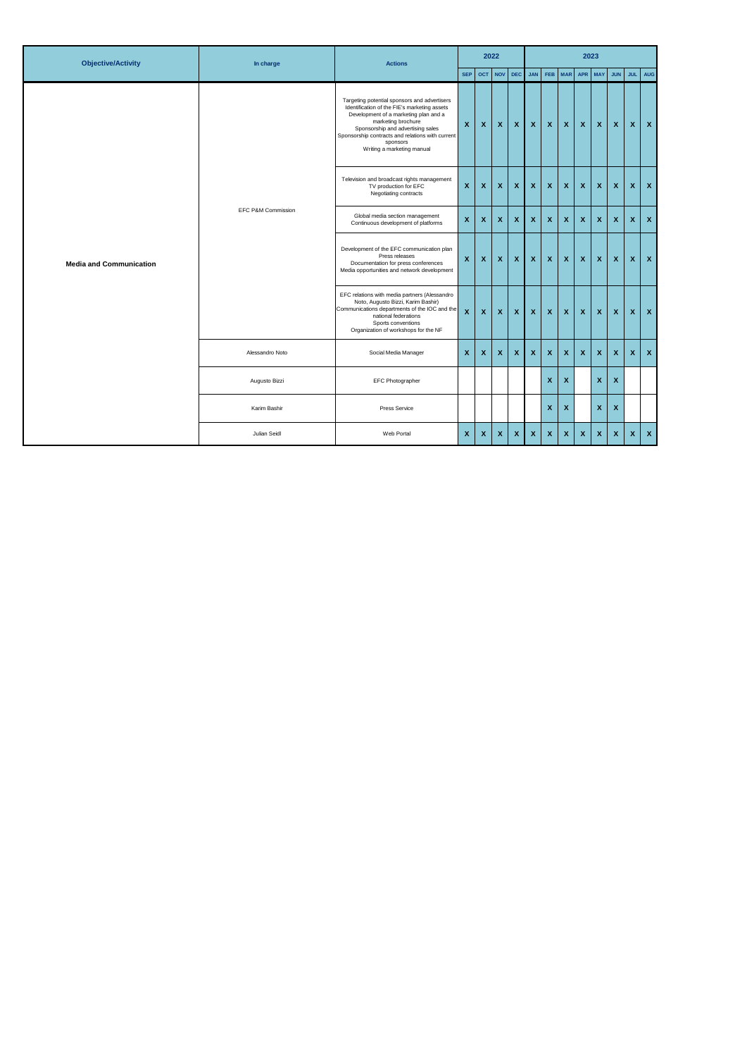| Objective/Activity | In charge | Actions | 2022 | | | | 2023 | | | | | | | |
|---|---|---|---|---|---|---|---|---|---|---|---|---|---|---|
| | | | SEP | OCT | NOV | DEC | JAN | FEB | MAR | APR | MAY | JUN | JUL | AUG |
| **Media and Communication** | EFC P&M Commission | Targeting potential sponsors and advertisers<br>Identification of the FIE's marketing assets<br>Development of a marketing plan and a marketing brochure<br>Sponsorship and advertising sales<br>Sponsorship contracts and relations with current sponsors<br>Writing a marketing manual | X | X | X | X | X | X | X | X | X | X | X | X |
| | | Television and broadcast rights management<br>TV production for EFC<br>Negotiating contracts | X | X | X | X | X | X | X | X | X | X | X | X |
| | | Global media section management<br>Continuous development of platforms | X | X | X | X | X | X | X | X | X | X | X | X |
| | | Development of the EFC communication plan<br>Press releases<br>Documentation for press conferences<br>Media opportunities and network development | X | X | X | X | X | X | X | X | X | X | X | X |
| | | EFC relations with media partners (Alessandro Noto, Augusto Bizzi, Karim Bashir)<br>Communications departments of the IOC and the national federations<br>Sports conventions<br>Organization of workshops for the NF | X | X | X | X | X | X | X | X | X | X | X | X |
| | Alessandro Noto | Social Media Manager | X | X | X | X | X | X | X | X | X | X | X | X |
| | Augusto Bizzi | EFC Photographer | | | | | | X | X | | X | X | | |
| | Karim Bashir | Press Service | | | | | | X | X | | X | X | | |
| | Julian Seidl | Web Portal | X | X | X | X | X | X | X | X | X | X | X | X |